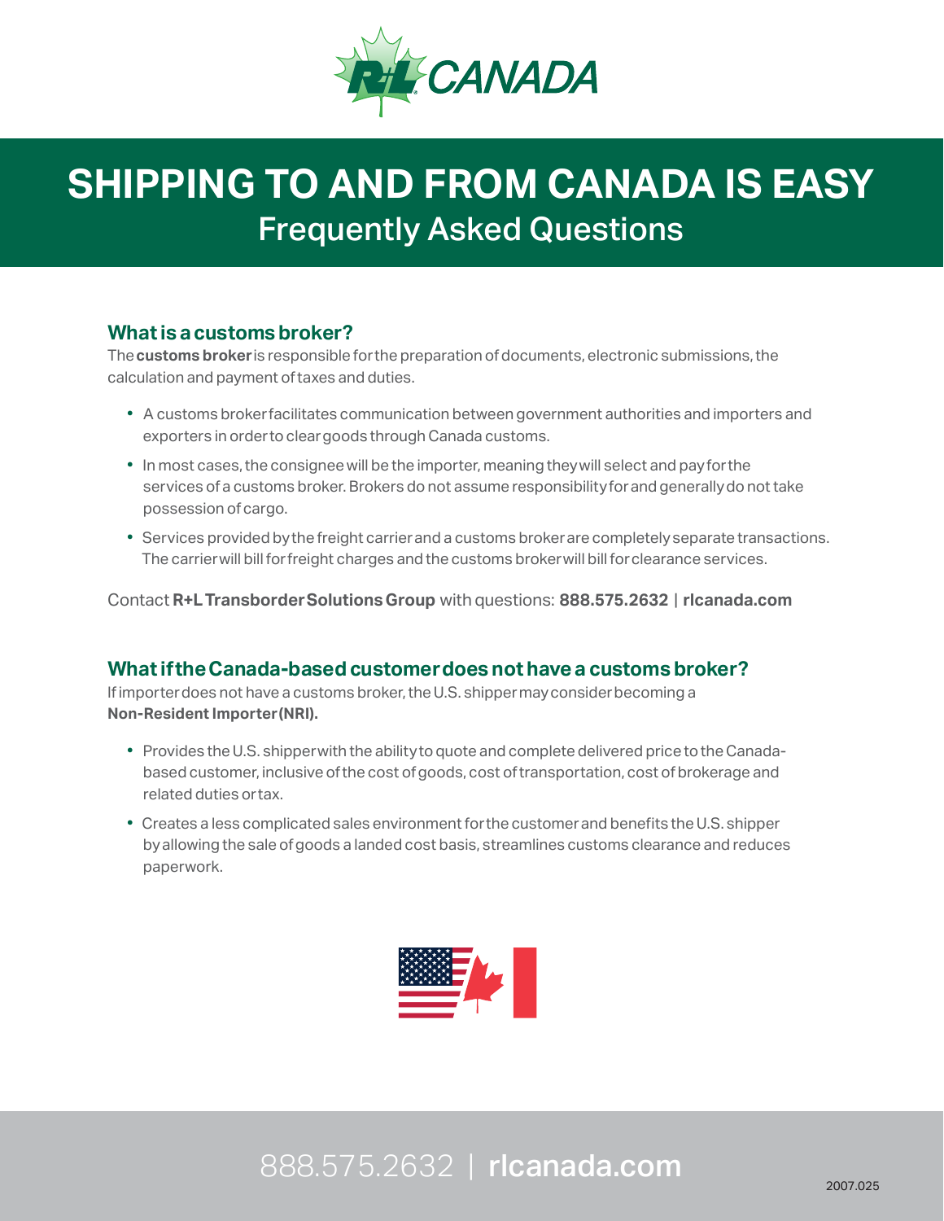# SHIPPING TO AND FROM CANADA IS EASY

## Frequently Asked Questions

### What is a customs broker?

The **customs broker** is responsible for the preparation of documents, electronic submissions, the calculation and payment of taxes and duties.

- A customs broker facilitates communication between government authorities and importers and exporters in order to clear goods through Canada customs.
- In most cases, the consignee will be the importer, meaning they will select and pay for the services of a customs broker. Brokers do not assume responsibility for and generally do not take possession of cargo.
- Services provided by the freight carrier and a customs broker are completely separate transactions. The carrier will bill for freight charges and the customs broker will bill for clearance services.

Contact **R+L Transborder Solutions Group** with questions: **888.575.2632 | rlcanada.com**

### What if the Canada-based customer does not have a customs broker?

If importer does not have a customs broker, the U.S. shipper may consider becoming a **Non-Resident Importer (NRI).**

- Provides the U.S. shipper with the ability to quote and complete delivered price to the Canada-based customer, inclusive of the cost of goods, cost of transportation, cost of brokerage and related duties or tax.
- Creates a less complicated sales environment for the customer and benefits the U.S. shipper by allowing the sale of goods a landed cost basis, streamlines customs clearance and reduces paperwork.

888.575.2632 | **rlcanada.com**

2007.025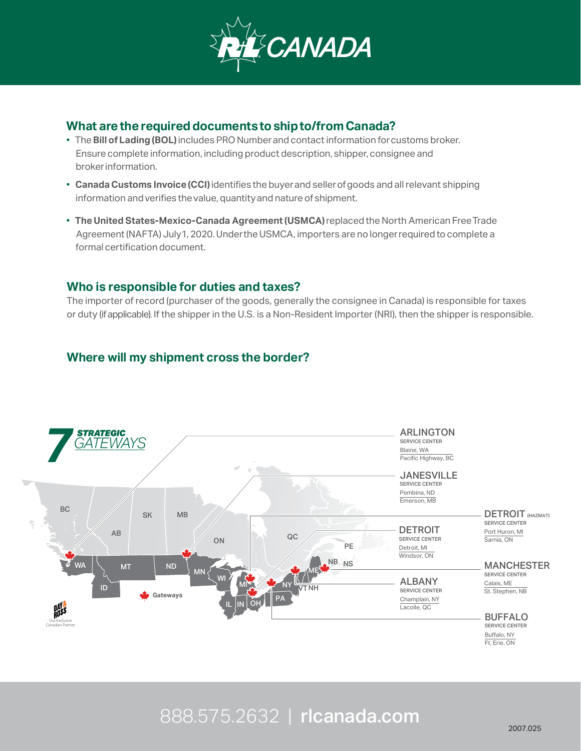# R+L CANADA

## What are the required documents to ship to/from Canada?

- The **Bill of Lading (BOL)** includes PRO Number and contact information for customs broker. Ensure complete information, including product description, shipper, consignee and broker information.
- **Canada Customs Invoice (CCI)** identifies the buyer and seller of goods and all relevant shipping information and verifies the value, quantity and nature of shipment.
- **The United States-Mexico-Canada Agreement (USMCA)** replaced the North American Free Trade Agreement (NAFTA) July 1, 2020. Under the USMCA, importers are no longer required to complete a formal certification document.

## Who is responsible for duties and taxes?

The importer of record (purchaser of the goods, generally the consignee in Canada) is responsible for taxes or duty (if applicable). If the shipper in the U.S. is a Non-Resident Importer (NRI), then the shipper is responsible.

## Where will my shipment cross the border?

7 STRATEGIC GATEWAYS

ARLINGTON
SERVICE CENTER
Blaine, WA
Pacific Highway, BC

JANESVILLE
SERVICE CENTER
Pembina, ND
Emerson, MB

DETROIT (HAZMAT)
SERVICE CENTER
Port Huron, MI
Sarnia, ON

DETROIT
SERVICE CENTER
Detroit, MI
Windsor, ON

MANCHESTER
SERVICE CENTER
Calais, ME
St. Stephen, NB

ALBANY
SERVICE CENTER
Champlain, NY
Lacolle, QC

BUFFALO
SERVICE CENTER
Buffalo, NY
Ft. Erie, ON

BC AB SK MB ON QC PE NB NS WA MT ND MN WI MI NY VT NH ME ID IL IN OH PA

Gateways

DAY & ROSS
Our Exclusive Canadian Partner

888.575.2632 | **rlcanada.com**

2007.025